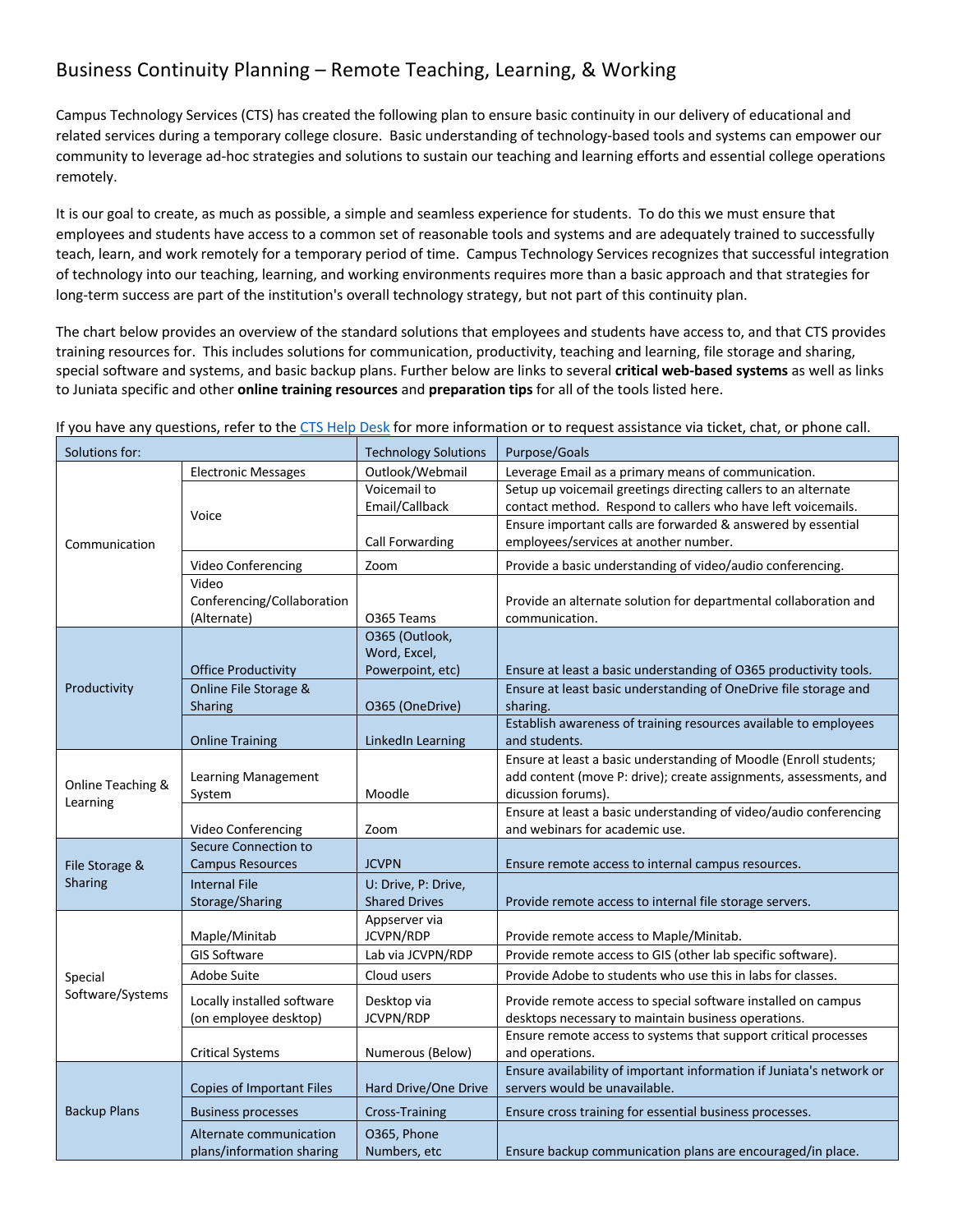# Business Continuity Planning – Remote Teaching, Learning, & Working

Campus Technology Services (CTS) has created the following plan to ensure basic continuity in our delivery of educational and related services during a temporary college closure. Basic understanding of technology-based tools and systems can empower our community to leverage ad-hoc strategies and solutions to sustain our teaching and learning efforts and essential college operations remotely.

It is our goal to create, as much as possible, a simple and seamless experience for students. To do this we must ensure that employees and students have access to a common set of reasonable tools and systems and are adequately trained to successfully teach, learn, and work remotely for a temporary period of time. Campus Technology Services recognizes that successful integration of technology into our teaching, learning, and working environments requires more than a basic approach and that strategies for long-term success are part of the institution's overall technology strategy, but not part of this continuity plan.

The chart below provides an overview of the standard solutions that employees and students have access to, and that CTS provides training resources for. This includes solutions for communication, productivity, teaching and learning, file storage and sharing, special software and systems, and basic backup plans. Further below are links to several **critical web-based systems** as well as links to Juniata specific and other **online training resources** and **preparation tips** for all of the tools listed here.

If you have any questions, refer to the CTS Help Desk for more information or to request assistance via ticket, chat, or phone call.

| Solutions for: | | Technology Solutions | Purpose/Goals |
|---|---|---|---|
| Communication | Electronic Messages | Outlook/Webmail | Leverage Email as a primary means of communication. |
| | Voice | Voicemail to Email/Callback | Setup up voicemail greetings directing callers to an alternate contact method. Respond to callers who have left voicemails. |
| | | Call Forwarding | Ensure important calls are forwarded & answered by essential employees/services at another number. |
| | Video Conferencing | Zoom | Provide a basic understanding of video/audio conferencing. |
| | Video Conferencing/Collaboration (Alternate) | O365 Teams | Provide an alternate solution for departmental collaboration and communication. |
| Productivity | Office Productivity | O365 (Outlook, Word, Excel, Powerpoint, etc) | Ensure at least a basic understanding of O365 productivity tools. |
| | Online File Storage & Sharing | O365 (OneDrive) | Ensure at least basic understanding of OneDrive file storage and sharing. |
| | Online Training | LinkedIn Learning | Establish awareness of training resources available to employees and students. |
| Online Teaching & Learning | Learning Management System | Moodle | Ensure at least a basic understanding of Moodle (Enroll students; add content (move P: drive); create assignments, assessments, and dicussion forums). |
| | Video Conferencing | Zoom | Ensure at least a basic understanding of video/audio conferencing and webinars for academic use. |
| File Storage & Sharing | Secure Connection to Campus Resources | JCVPN | Ensure remote access to internal campus resources. |
| | Internal File Storage/Sharing | U: Drive, P: Drive, Shared Drives | Provide remote access to internal file storage servers. |
| Special Software/Systems | Maple/Minitab | Appserver via JCVPN/RDP | Provide remote access to Maple/Minitab. |
| | GIS Software | Lab via JCVPN/RDP | Provide remote access to GIS (other lab specific software). |
| | Adobe Suite | Cloud users | Provide Adobe to students who use this in labs for classes. |
| | Locally installed software (on employee desktop) | Desktop via JCVPN/RDP | Provide remote access to special software installed on campus desktops necessary to maintain business operations. |
| | Critical Systems | Numerous (Below) | Ensure remote access to systems that support critical processes and operations. |
| Backup Plans | Copies of Important Files | Hard Drive/One Drive | Ensure availability of important information if Juniata's network or servers would be unavailable. |
| | Business processes | Cross-Training | Ensure cross training for essential business processes. |
| | Alternate communication plans/information sharing | O365, Phone Numbers, etc | Ensure backup communication plans are encouraged/in place. |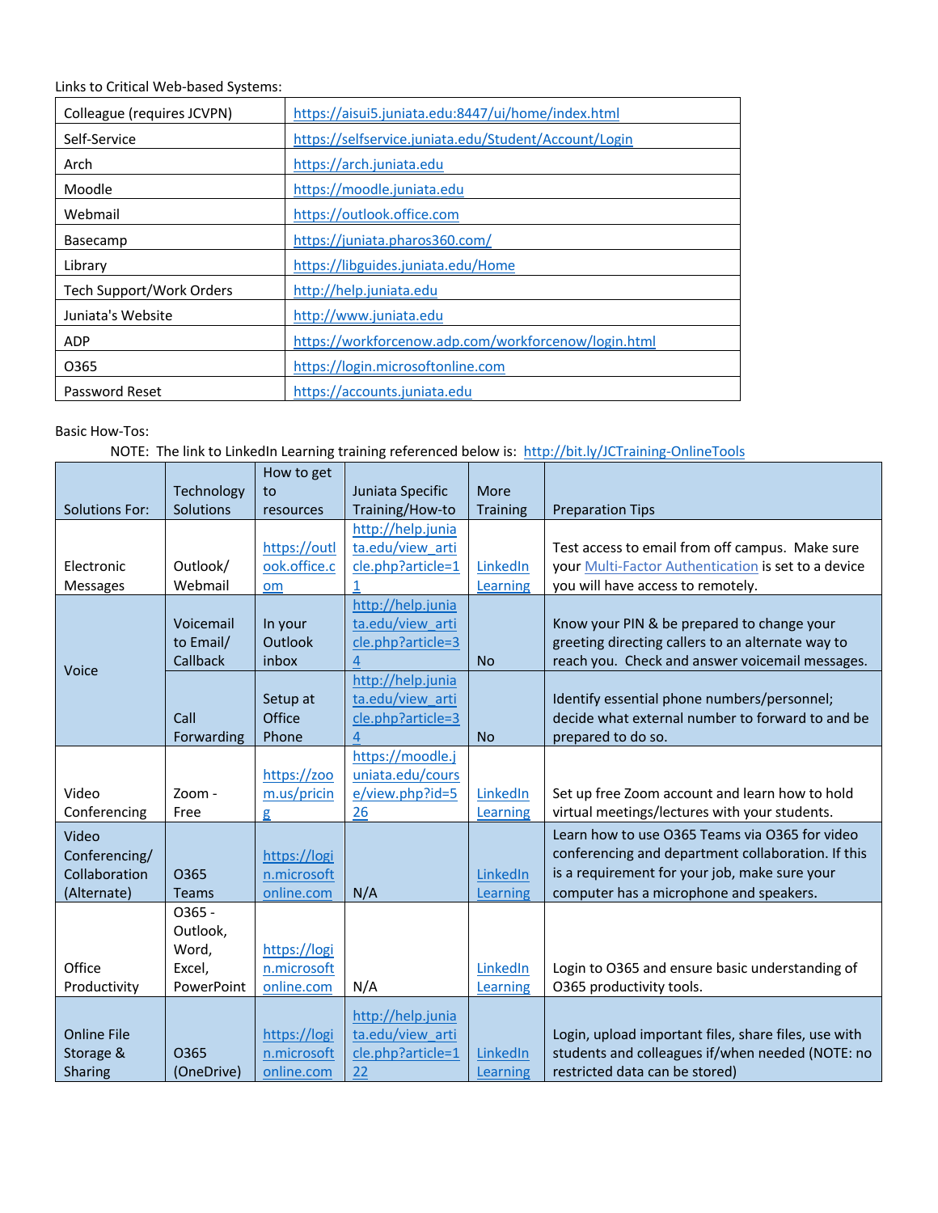Links to Critical Web-based Systems:

| | |
|---|---|
| Colleague (requires JCVPN) | https://aisui5.juniata.edu:8447/ui/home/index.html |
| Self-Service | https://selfservice.juniata.edu/Student/Account/Login |
| Arch | https://arch.juniata.edu |
| Moodle | https://moodle.juniata.edu |
| Webmail | https://outlook.office.com |
| Basecamp | https://juniata.pharos360.com/ |
| Library | https://libguides.juniata.edu/Home |
| Tech Support/Work Orders | http://help.juniata.edu |
| Juniata's Website | http://www.juniata.edu |
| ADP | https://workforcenow.adp.com/workforcenow/login.html |
| O365 | https://login.microsoftonline.com |
| Password Reset | https://accounts.juniata.edu |

Basic How-Tos:

NOTE: The link to LinkedIn Learning training referenced below is: http://bit.ly/JCTraining-OnlineTools

| Solutions For: | Technology Solutions | How to get to resources | Juniata Specific Training/How-to | More Training | Preparation Tips |
|---|---|---|---|---|---|
| Electronic Messages | Outlook/ Webmail | https://outlook.office.com | http://help.juniata.edu/view_article.php?article=11 | LinkedIn Learning | Test access to email from off campus. Make sure your Multi-Factor Authentication is set to a device you will have access to remotely. |
| Voice | Voicemail to Email/ Callback | In your Outlook inbox | http://help.juniata.edu/view_article.php?article=34 | No | Know your PIN & be prepared to change your greeting directing callers to an alternate way to reach you. Check and answer voicemail messages. |
| | Call Forwarding | Setup at Office Phone | http://help.juniata.edu/view_article.php?article=34 | No | Identify essential phone numbers/personnel; decide what external number to forward to and be prepared to do so. |
| Video Conferencing | Zoom - Free | https://zoom.us/pricing | https://moodle.juniata.edu/course/view.php?id=526 | LinkedIn Learning | Set up free Zoom account and learn how to hold virtual meetings/lectures with your students. |
| Video Conferencing/ Collaboration (Alternate) | O365 Teams | https://login.microsoftonline.com | N/A | LinkedIn Learning | Learn how to use O365 Teams via O365 for video conferencing and department collaboration. If this is a requirement for your job, make sure your computer has a microphone and speakers. |
| Office Productivity | O365 - Outlook, Word, Excel, PowerPoint | https://login.microsoftonline.com | N/A | LinkedIn Learning | Login to O365 and ensure basic understanding of O365 productivity tools. |
| Online File Storage & Sharing | O365 (OneDrive) | https://login.microsoftonline.com | http://help.juniata.edu/view_article.php?article=122 | LinkedIn Learning | Login, upload important files, share files, use with students and colleagues if/when needed (NOTE: no restricted data can be stored) |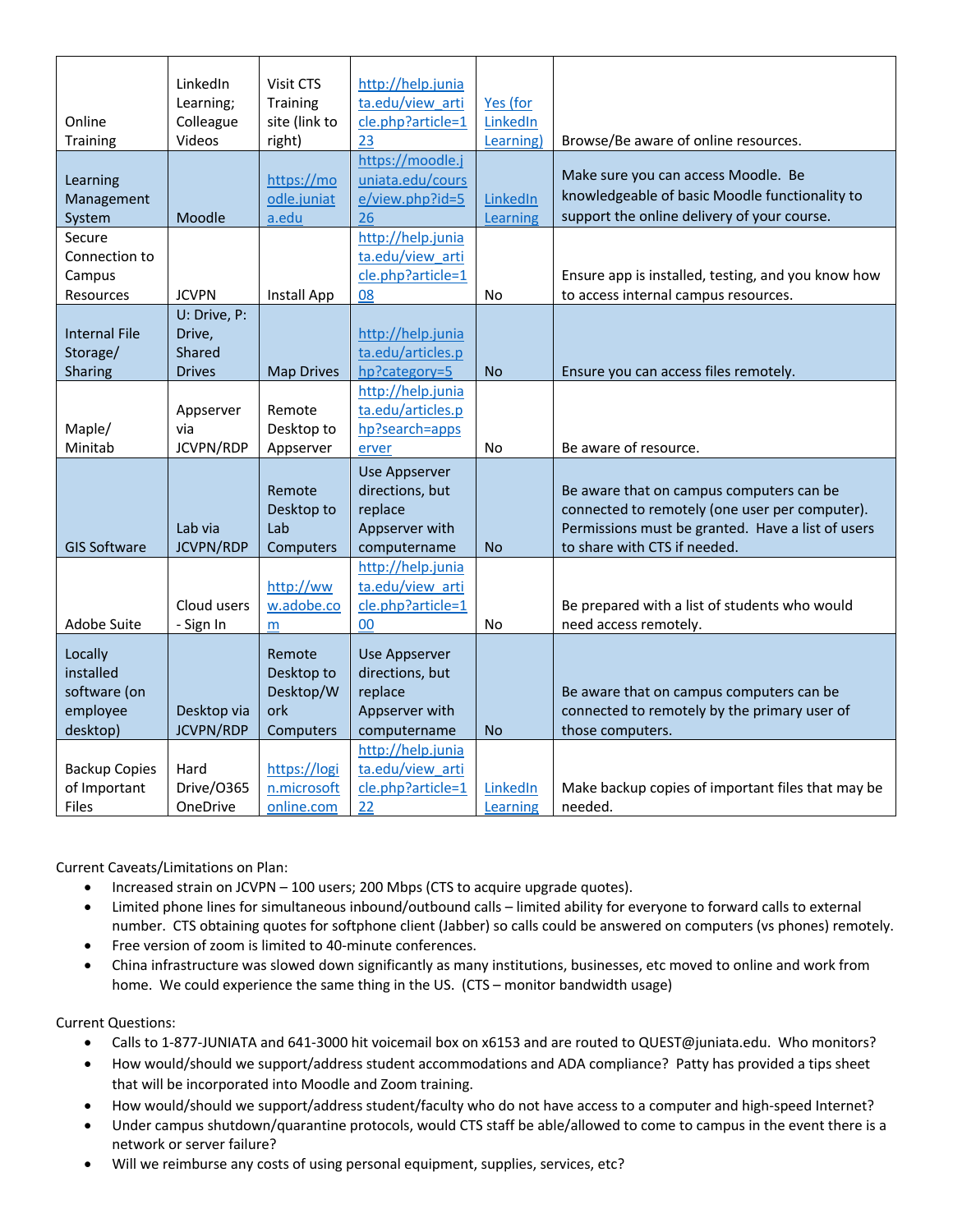| | | | | | |
|---|---|---|---|---|---|
| Online Training | LinkedIn Learning; Colleague Videos | Visit CTS Training site (link to right) | http://help.juniata.edu/view_article.php?article=123 | Yes (for LinkedIn Learning) | Browse/Be aware of online resources. |
| Learning Management System | Moodle | https://moodle.juniata.edu | https://moodle.juniata.edu/course/view.php?id=526 | LinkedIn Learning | Make sure you can access Moodle. Be knowledgeable of basic Moodle functionality to support the online delivery of your course. |
| Secure Connection to Campus Resources | JCVPN | Install App | http://help.juniata.edu/view_article.php?article=108 | No | Ensure app is installed, testing, and you know how to access internal campus resources. |
| Internal File Storage/ Sharing | U: Drive, P: Drive, Shared Drives | Map Drives | http://help.juniata.edu/articles.php?category=5 | No | Ensure you can access files remotely. |
| Maple/ Minitab | Appserver via JCVPN/RDP | Remote Desktop to Appserver | http://help.juniata.edu/articles.php?search=appserver | No | Be aware of resource. |
| GIS Software | Lab via JCVPN/RDP | Remote Desktop to Lab Computers | Use Appserver directions, but replace Appserver with computername | No | Be aware that on campus computers can be connected to remotely (one user per computer). Permissions must be granted. Have a list of users to share with CTS if needed. |
| Adobe Suite | Cloud users - Sign In | http://www.adobe.com | http://help.juniata.edu/view_article.php?article=100 | No | Be prepared with a list of students who would need access remotely. |
| Locally installed software (on employee desktop) | Desktop via JCVPN/RDP | Remote Desktop to Desktop/Work Computers | Use Appserver directions, but replace Appserver with computername | No | Be aware that on campus computers can be connected to remotely by the primary user of those computers. |
| Backup Copies of Important Files | Hard Drive/O365 OneDrive | https://login.microsoftonline.com | http://help.juniata.edu/view_article.php?article=122 | LinkedIn Learning | Make backup copies of important files that may be needed. |

Current Caveats/Limitations on Plan:

- Increased strain on JCVPN – 100 users; 200 Mbps (CTS to acquire upgrade quotes).
- Limited phone lines for simultaneous inbound/outbound calls – limited ability for everyone to forward calls to external number. CTS obtaining quotes for softphone client (Jabber) so calls could be answered on computers (vs phones) remotely.
- Free version of zoom is limited to 40-minute conferences.
- China infrastructure was slowed down significantly as many institutions, businesses, etc moved to online and work from home. We could experience the same thing in the US. (CTS – monitor bandwidth usage)

Current Questions:

- Calls to 1-877-JUNIATA and 641-3000 hit voicemail box on x6153 and are routed to QUEST@juniata.edu. Who monitors?
- How would/should we support/address student accommodations and ADA compliance? Patty has provided a tips sheet that will be incorporated into Moodle and Zoom training.
- How would/should we support/address student/faculty who do not have access to a computer and high-speed Internet?
- Under campus shutdown/quarantine protocols, would CTS staff be able/allowed to come to campus in the event there is a network or server failure?
- Will we reimburse any costs of using personal equipment, supplies, services, etc?